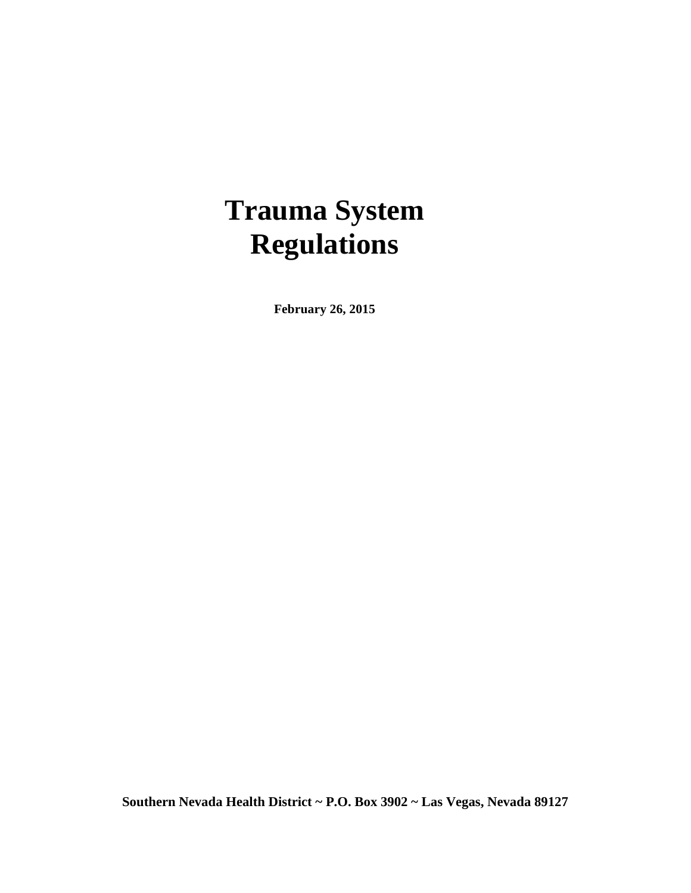# Trauma System Regulations

**February 26, 2015**

**Southern Nevada Health District ~ P.O. Box 3902 ~ Las Vegas, Nevada 89127**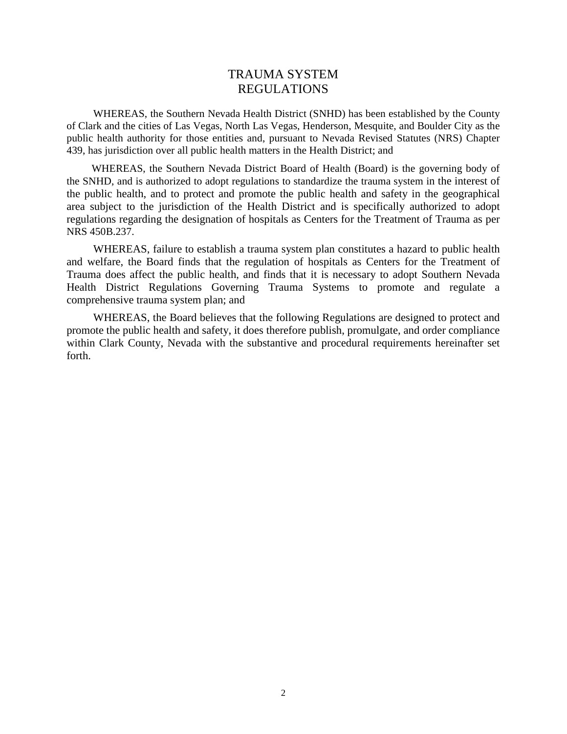# TRAUMA SYSTEM REGULATIONS

WHEREAS, the Southern Nevada Health District (SNHD) has been established by the County of Clark and the cities of Las Vegas, North Las Vegas, Henderson, Mesquite, and Boulder City as the public health authority for those entities and, pursuant to Nevada Revised Statutes (NRS) Chapter 439, has jurisdiction over all public health matters in the Health District; and

WHEREAS, the Southern Nevada District Board of Health (Board) is the governing body of the SNHD, and is authorized to adopt regulations to standardize the trauma system in the interest of the public health, and to protect and promote the public health and safety in the geographical area subject to the jurisdiction of the Health District and is specifically authorized to adopt regulations regarding the designation of hospitals as Centers for the Treatment of Trauma as per NRS 450B.237.

WHEREAS, failure to establish a trauma system plan constitutes a hazard to public health and welfare, the Board finds that the regulation of hospitals as Centers for the Treatment of Trauma does affect the public health, and finds that it is necessary to adopt Southern Nevada Health District Regulations Governing Trauma Systems to promote and regulate a comprehensive trauma system plan; and

WHEREAS, the Board believes that the following Regulations are designed to protect and promote the public health and safety, it does therefore publish, promulgate, and order compliance within Clark County, Nevada with the substantive and procedural requirements hereinafter set forth.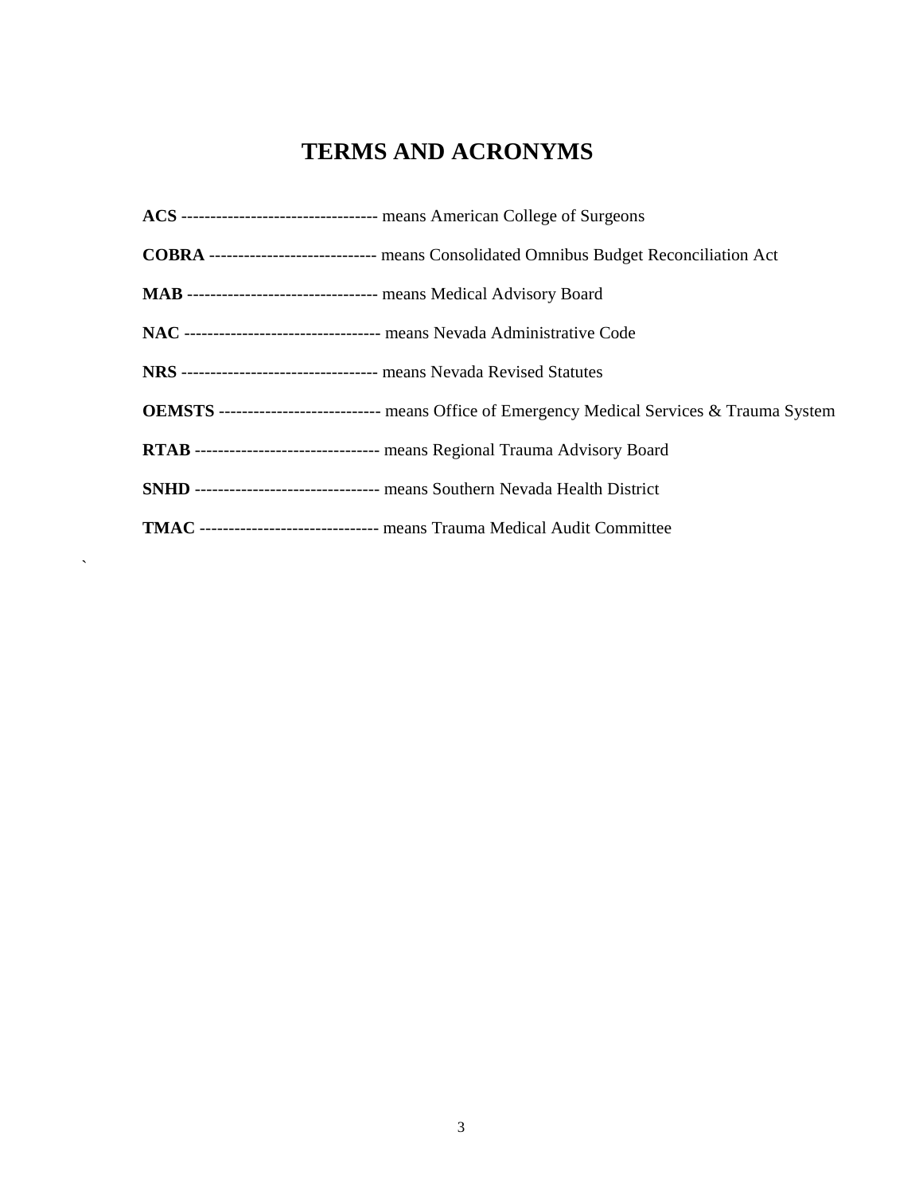# TERMS AND ACRONYMS

**ACS** ---------------------------------- means American College of Surgeons

**COBRA** ----------------------------- means Consolidated Omnibus Budget Reconciliation Act

**MAB** --------------------------------- means Medical Advisory Board

**NAC** ---------------------------------- means Nevada Administrative Code

**NRS** ---------------------------------- means Nevada Revised Statutes

**OEMSTS** ---------------------------- means Office of Emergency Medical Services & Trauma System

**RTAB** -------------------------------- means Regional Trauma Advisory Board

**SNHD** -------------------------------- means Southern Nevada Health District

**TMAC** ------------------------------- means Trauma Medical Audit Committee

`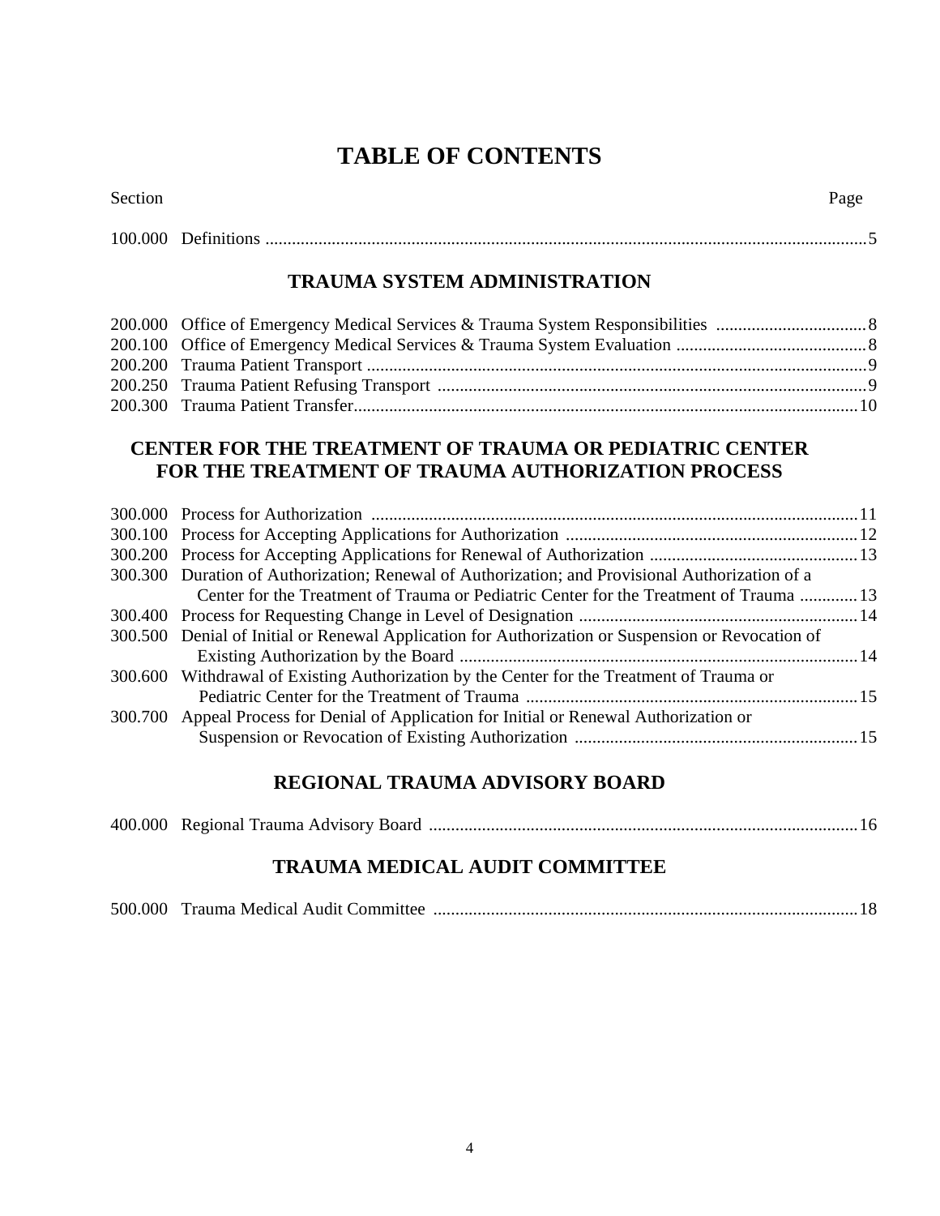# TABLE OF CONTENTS

| Section | | Page |
|---|---|---|
| 100.000 | Definitions | 5 |

## TRAUMA SYSTEM ADMINISTRATION

| Section | | Page |
|---|---|---|
| 200.000 | Office of Emergency Medical Services & Trauma System Responsibilities | 8 |
| 200.100 | Office of Emergency Medical Services & Trauma System Evaluation | 8 |
| 200.200 | Trauma Patient Transport | 9 |
| 200.250 | Trauma Patient Refusing Transport | 9 |
| 200.300 | Trauma Patient Transfer | 10 |

## CENTER FOR THE TREATMENT OF TRAUMA OR PEDIATRIC CENTER FOR THE TREATMENT OF TRAUMA AUTHORIZATION PROCESS

| Section | | Page |
|---|---|---|
| 300.000 | Process for Authorization | 11 |
| 300.100 | Process for Accepting Applications for Authorization | 12 |
| 300.200 | Process for Accepting Applications for Renewal of Authorization | 13 |
| 300.300 | Duration of Authorization; Renewal of Authorization; and Provisional Authorization of a Center for the Treatment of Trauma or Pediatric Center for the Treatment of Trauma | 13 |
| 300.400 | Process for Requesting Change in Level of Designation | 14 |
| 300.500 | Denial of Initial or Renewal Application for Authorization or Suspension or Revocation of Existing Authorization by the Board | 14 |
| 300.600 | Withdrawal of Existing Authorization by the Center for the Treatment of Trauma or Pediatric Center for the Treatment of Trauma | 15 |
| 300.700 | Appeal Process for Denial of Application for Initial or Renewal Authorization or Suspension or Revocation of Existing Authorization | 15 |

## REGIONAL TRAUMA ADVISORY BOARD

| Section | | Page |
|---|---|---|
| 400.000 | Regional Trauma Advisory Board | 16 |

## TRAUMA MEDICAL AUDIT COMMITTEE

| Section | | Page |
|---|---|---|
| 500.000 | Trauma Medical Audit Committee | 18 |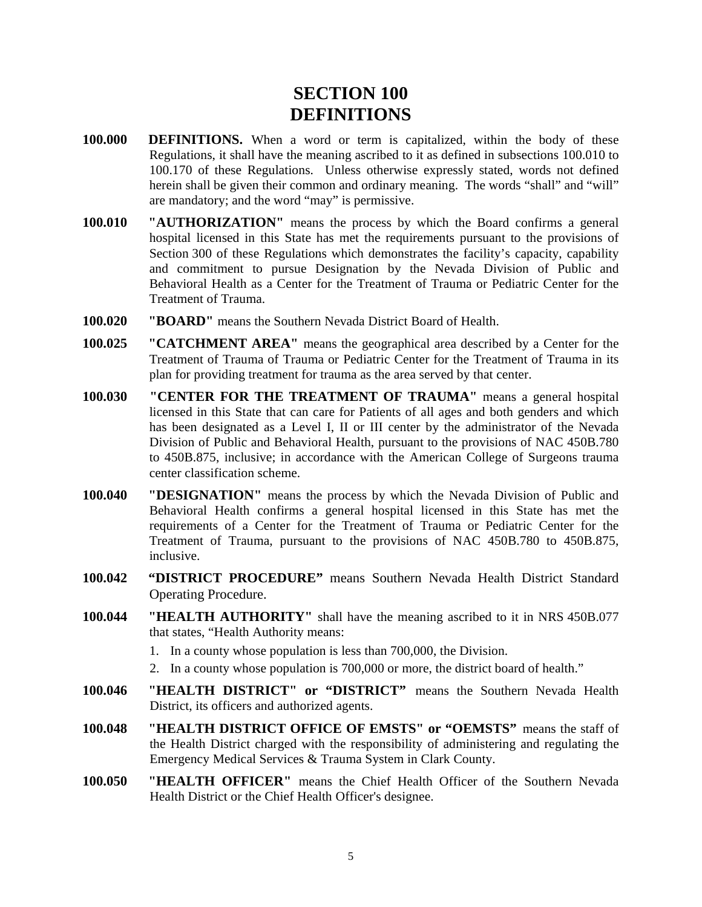# SECTION 100
# DEFINITIONS

**100.000 DEFINITIONS.** When a word or term is capitalized, within the body of these Regulations, it shall have the meaning ascribed to it as defined in subsections 100.010 to 100.170 of these Regulations. Unless otherwise expressly stated, words not defined herein shall be given their common and ordinary meaning. The words "shall" and "will" are mandatory; and the word "may" is permissive.

**100.010 "AUTHORIZATION"** means the process by which the Board confirms a general hospital licensed in this State has met the requirements pursuant to the provisions of Section 300 of these Regulations which demonstrates the facility's capacity, capability and commitment to pursue Designation by the Nevada Division of Public and Behavioral Health as a Center for the Treatment of Trauma or Pediatric Center for the Treatment of Trauma.

**100.020 "BOARD"** means the Southern Nevada District Board of Health.

**100.025 "CATCHMENT AREA"** means the geographical area described by a Center for the Treatment of Trauma or Pediatric Center for the Treatment of Trauma in its plan for providing treatment for trauma as the area served by that center.

**100.030 "CENTER FOR THE TREATMENT OF TRAUMA"** means a general hospital licensed in this State that can care for Patients of all ages and both genders and which has been designated as a Level I, II or III center by the administrator of the Nevada Division of Public and Behavioral Health, pursuant to the provisions of NAC 450B.780 to 450B.875, inclusive; in accordance with the American College of Surgeons trauma center classification scheme.

**100.040 "DESIGNATION"** means the process by which the Nevada Division of Public and Behavioral Health confirms a general hospital licensed in this State has met the requirements of a Center for the Treatment of Trauma or Pediatric Center for the Treatment of Trauma, pursuant to the provisions of NAC 450B.780 to 450B.875, inclusive.

**100.042 "DISTRICT PROCEDURE"** means Southern Nevada Health District Standard Operating Procedure.

**100.044 "HEALTH AUTHORITY"** shall have the meaning ascribed to it in NRS 450B.077 that states, "Health Authority means:

1. In a county whose population is less than 700,000, the Division.
2. In a county whose population is 700,000 or more, the district board of health."

**100.046 "HEALTH DISTRICT" or "DISTRICT"** means the Southern Nevada Health District, its officers and authorized agents.

**100.048 "HEALTH DISTRICT OFFICE OF EMSTS" or "OEMSTS"** means the staff of the Health District charged with the responsibility of administering and regulating the Emergency Medical Services & Trauma System in Clark County.

**100.050 "HEALTH OFFICER"** means the Chief Health Officer of the Southern Nevada Health District or the Chief Health Officer's designee.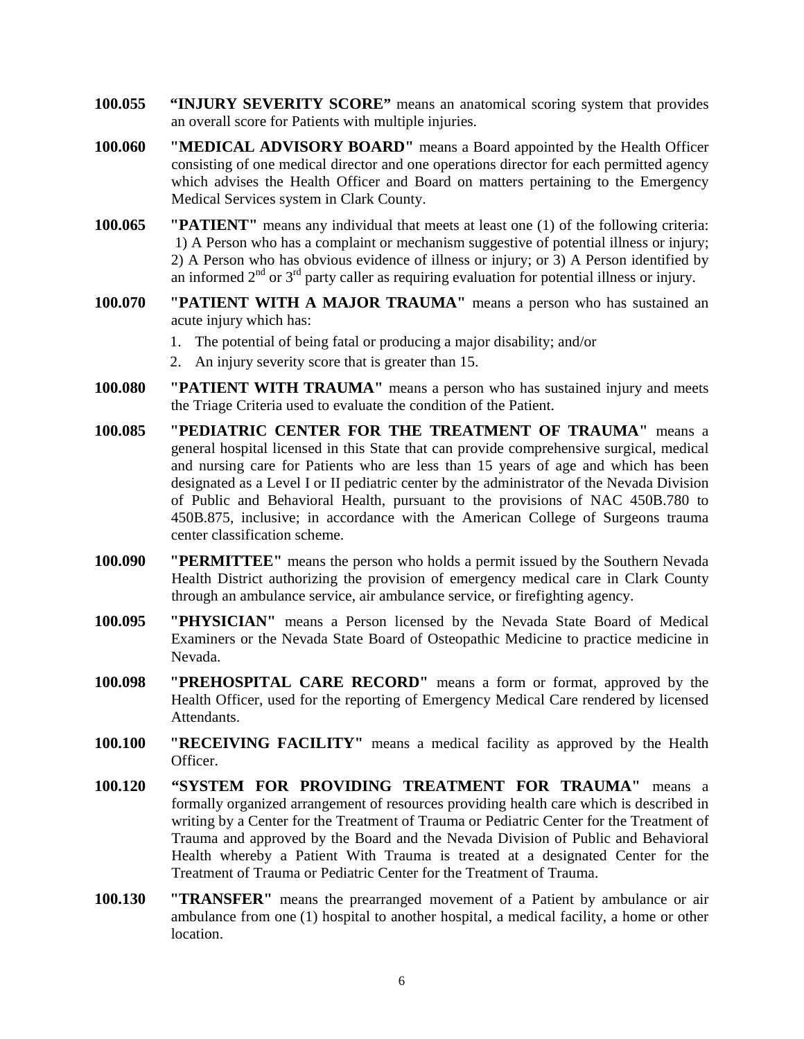**100.055** **"INJURY SEVERITY SCORE"** means an anatomical scoring system that provides an overall score for Patients with multiple injuries.

**100.060** **"MEDICAL ADVISORY BOARD"** means a Board appointed by the Health Officer consisting of one medical director and one operations director for each permitted agency which advises the Health Officer and Board on matters pertaining to the Emergency Medical Services system in Clark County.

**100.065** **"PATIENT"** means any individual that meets at least one (1) of the following criteria: 1) A Person who has a complaint or mechanism suggestive of potential illness or injury; 2) A Person who has obvious evidence of illness or injury; or 3) A Person identified by an informed 2nd or 3rd party caller as requiring evaluation for potential illness or injury.

**100.070** **"PATIENT WITH A MAJOR TRAUMA"** means a person who has sustained an acute injury which has:

1. The potential of being fatal or producing a major disability; and/or
2. An injury severity score that is greater than 15.

**100.080** **"PATIENT WITH TRAUMA"** means a person who has sustained injury and meets the Triage Criteria used to evaluate the condition of the Patient.

**100.085** **"PEDIATRIC CENTER FOR THE TREATMENT OF TRAUMA"** means a general hospital licensed in this State that can provide comprehensive surgical, medical and nursing care for Patients who are less than 15 years of age and which has been designated as a Level I or II pediatric center by the administrator of the Nevada Division of Public and Behavioral Health, pursuant to the provisions of NAC 450B.780 to 450B.875, inclusive; in accordance with the American College of Surgeons trauma center classification scheme.

**100.090** **"PERMITTEE"** means the person who holds a permit issued by the Southern Nevada Health District authorizing the provision of emergency medical care in Clark County through an ambulance service, air ambulance service, or firefighting agency.

**100.095** **"PHYSICIAN"** means a Person licensed by the Nevada State Board of Medical Examiners or the Nevada State Board of Osteopathic Medicine to practice medicine in Nevada.

**100.098** **"PREHOSPITAL CARE RECORD"** means a form or format, approved by the Health Officer, used for the reporting of Emergency Medical Care rendered by licensed Attendants.

**100.100** **"RECEIVING FACILITY"** means a medical facility as approved by the Health Officer.

**100.120** **"SYSTEM FOR PROVIDING TREATMENT FOR TRAUMA"** means a formally organized arrangement of resources providing health care which is described in writing by a Center for the Treatment of Trauma or Pediatric Center for the Treatment of Trauma and approved by the Board and the Nevada Division of Public and Behavioral Health whereby a Patient With Trauma is treated at a designated Center for the Treatment of Trauma or Pediatric Center for the Treatment of Trauma.

**100.130** **"TRANSFER"** means the prearranged movement of a Patient by ambulance or air ambulance from one (1) hospital to another hospital, a medical facility, a home or other location.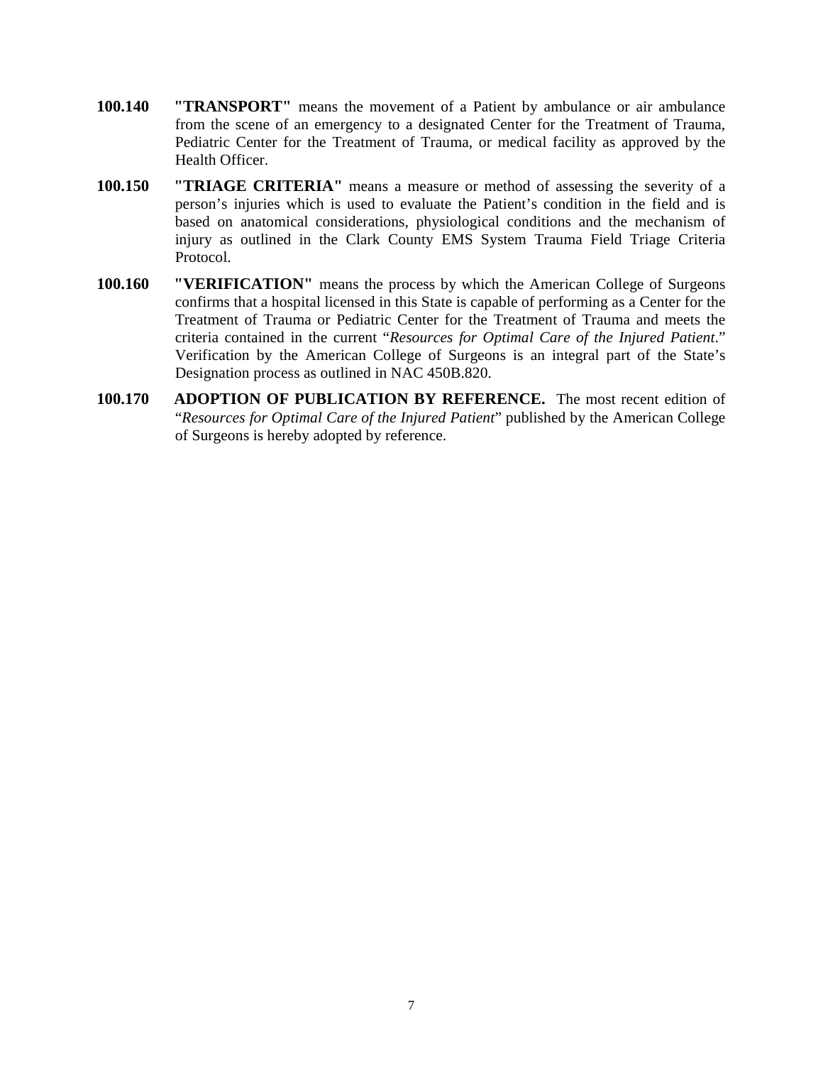**100.140** **"TRANSPORT"** means the movement of a Patient by ambulance or air ambulance from the scene of an emergency to a designated Center for the Treatment of Trauma, Pediatric Center for the Treatment of Trauma, or medical facility as approved by the Health Officer.

**100.150** **"TRIAGE CRITERIA"** means a measure or method of assessing the severity of a person's injuries which is used to evaluate the Patient's condition in the field and is based on anatomical considerations, physiological conditions and the mechanism of injury as outlined in the Clark County EMS System Trauma Field Triage Criteria Protocol.

**100.160** **"VERIFICATION"** means the process by which the American College of Surgeons confirms that a hospital licensed in this State is capable of performing as a Center for the Treatment of Trauma or Pediatric Center for the Treatment of Trauma and meets the criteria contained in the current "*Resources for Optimal Care of the Injured Patient*." Verification by the American College of Surgeons is an integral part of the State's Designation process as outlined in NAC 450B.820.

**100.170** **ADOPTION OF PUBLICATION BY REFERENCE.** The most recent edition of "*Resources for Optimal Care of the Injured Patient*" published by the American College of Surgeons is hereby adopted by reference.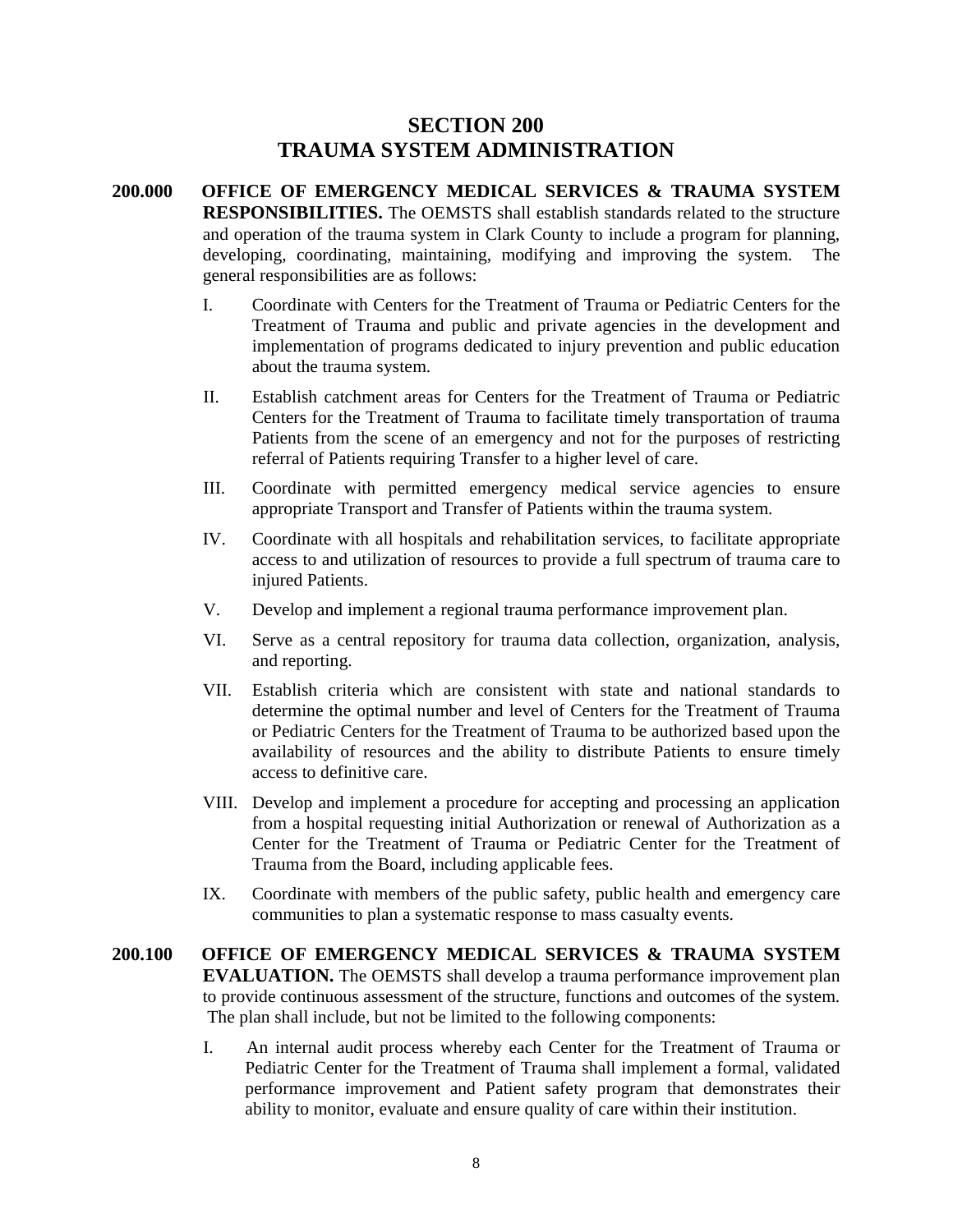# SECTION 200
# TRAUMA SYSTEM ADMINISTRATION

**200.000 OFFICE OF EMERGENCY MEDICAL SERVICES & TRAUMA SYSTEM RESPONSIBILITIES.** The OEMSTS shall establish standards related to the structure and operation of the trauma system in Clark County to include a program for planning, developing, coordinating, maintaining, modifying and improving the system. The general responsibilities are as follows:

I. Coordinate with Centers for the Treatment of Trauma or Pediatric Centers for the Treatment of Trauma and public and private agencies in the development and implementation of programs dedicated to injury prevention and public education about the trauma system.

II. Establish catchment areas for Centers for the Treatment of Trauma or Pediatric Centers for the Treatment of Trauma to facilitate timely transportation of trauma Patients from the scene of an emergency and not for the purposes of restricting referral of Patients requiring Transfer to a higher level of care.

III. Coordinate with permitted emergency medical service agencies to ensure appropriate Transport and Transfer of Patients within the trauma system.

IV. Coordinate with all hospitals and rehabilitation services, to facilitate appropriate access to and utilization of resources to provide a full spectrum of trauma care to injured Patients.

V. Develop and implement a regional trauma performance improvement plan.

VI. Serve as a central repository for trauma data collection, organization, analysis, and reporting.

VII. Establish criteria which are consistent with state and national standards to determine the optimal number and level of Centers for the Treatment of Trauma or Pediatric Centers for the Treatment of Trauma to be authorized based upon the availability of resources and the ability to distribute Patients to ensure timely access to definitive care.

VIII. Develop and implement a procedure for accepting and processing an application from a hospital requesting initial Authorization or renewal of Authorization as a Center for the Treatment of Trauma or Pediatric Center for the Treatment of Trauma from the Board, including applicable fees.

IX. Coordinate with members of the public safety, public health and emergency care communities to plan a systematic response to mass casualty events.

**200.100 OFFICE OF EMERGENCY MEDICAL SERVICES & TRAUMA SYSTEM EVALUATION.** The OEMSTS shall develop a trauma performance improvement plan to provide continuous assessment of the structure, functions and outcomes of the system. The plan shall include, but not be limited to the following components:

I. An internal audit process whereby each Center for the Treatment of Trauma or Pediatric Center for the Treatment of Trauma shall implement a formal, validated performance improvement and Patient safety program that demonstrates their ability to monitor, evaluate and ensure quality of care within their institution.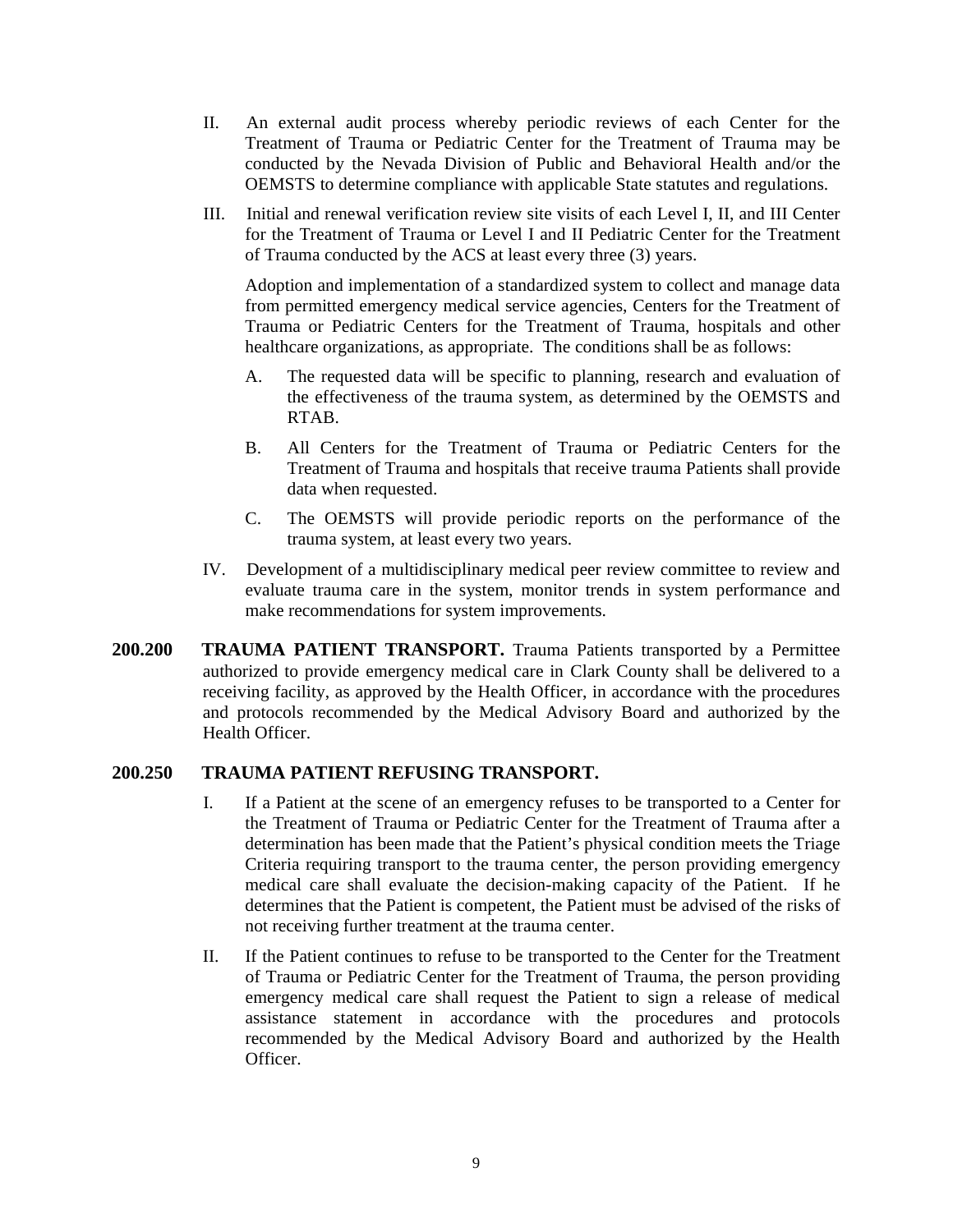II. An external audit process whereby periodic reviews of each Center for the Treatment of Trauma or Pediatric Center for the Treatment of Trauma may be conducted by the Nevada Division of Public and Behavioral Health and/or the OEMSTS to determine compliance with applicable State statutes and regulations.

III. Initial and renewal verification review site visits of each Level I, II, and III Center for the Treatment of Trauma or Level I and II Pediatric Center for the Treatment of Trauma conducted by the ACS at least every three (3) years.

Adoption and implementation of a standardized system to collect and manage data from permitted emergency medical service agencies, Centers for the Treatment of Trauma or Pediatric Centers for the Treatment of Trauma, hospitals and other healthcare organizations, as appropriate. The conditions shall be as follows:

A. The requested data will be specific to planning, research and evaluation of the effectiveness of the trauma system, as determined by the OEMSTS and RTAB.

B. All Centers for the Treatment of Trauma or Pediatric Centers for the Treatment of Trauma and hospitals that receive trauma Patients shall provide data when requested.

C. The OEMSTS will provide periodic reports on the performance of the trauma system, at least every two years.

IV. Development of a multidisciplinary medical peer review committee to review and evaluate trauma care in the system, monitor trends in system performance and make recommendations for system improvements.

**200.200 TRAUMA PATIENT TRANSPORT.** Trauma Patients transported by a Permittee authorized to provide emergency medical care in Clark County shall be delivered to a receiving facility, as approved by the Health Officer, in accordance with the procedures and protocols recommended by the Medical Advisory Board and authorized by the Health Officer.

**200.250 TRAUMA PATIENT REFUSING TRANSPORT.**

I. If a Patient at the scene of an emergency refuses to be transported to a Center for the Treatment of Trauma or Pediatric Center for the Treatment of Trauma after a determination has been made that the Patient's physical condition meets the Triage Criteria requiring transport to the trauma center, the person providing emergency medical care shall evaluate the decision-making capacity of the Patient. If he determines that the Patient is competent, the Patient must be advised of the risks of not receiving further treatment at the trauma center.

II. If the Patient continues to refuse to be transported to the Center for the Treatment of Trauma or Pediatric Center for the Treatment of Trauma, the person providing emergency medical care shall request the Patient to sign a release of medical assistance statement in accordance with the procedures and protocols recommended by the Medical Advisory Board and authorized by the Health Officer.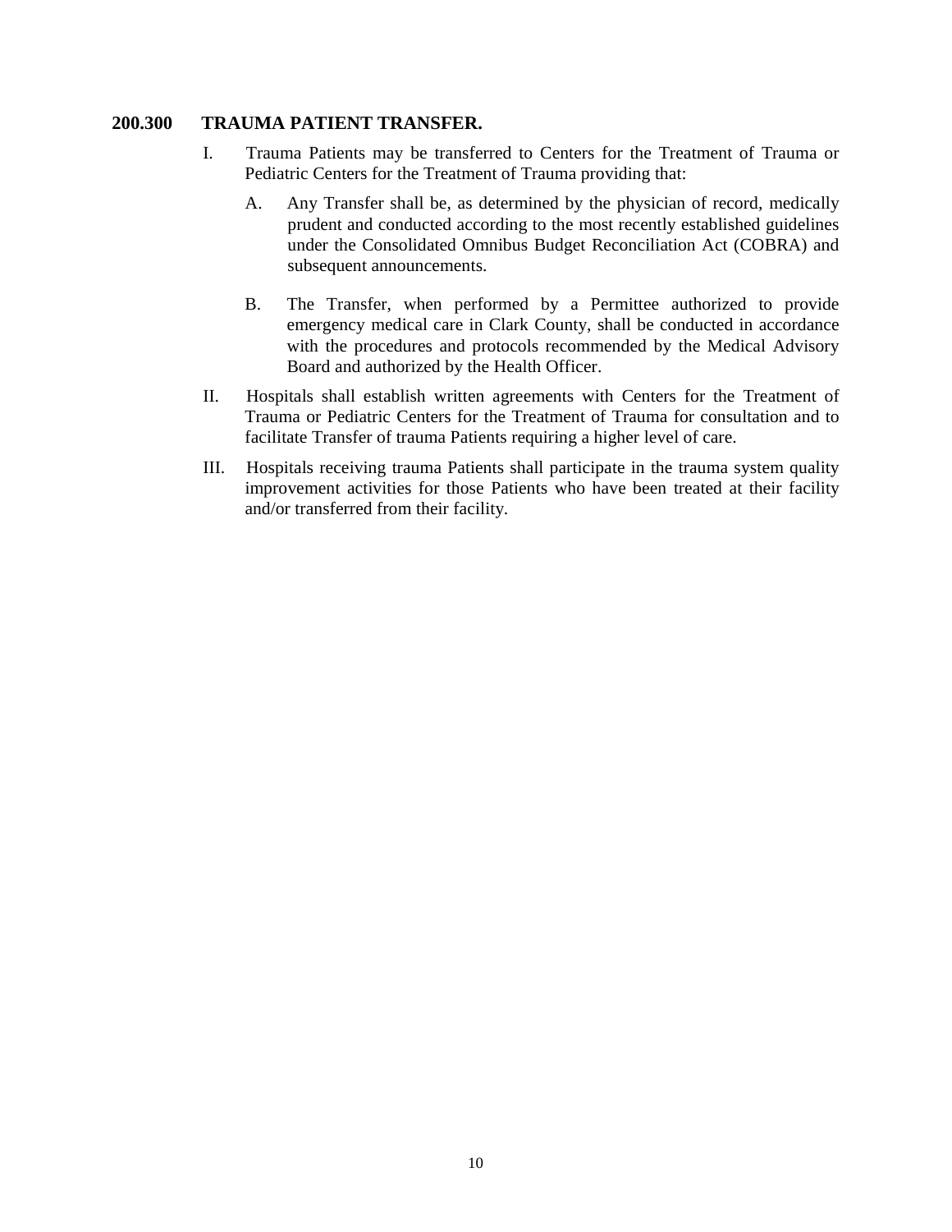### 200.300 TRAUMA PATIENT TRANSFER.

I. Trauma Patients may be transferred to Centers for the Treatment of Trauma or Pediatric Centers for the Treatment of Trauma providing that:

   A. Any Transfer shall be, as determined by the physician of record, medically prudent and conducted according to the most recently established guidelines under the Consolidated Omnibus Budget Reconciliation Act (COBRA) and subsequent announcements.

   B. The Transfer, when performed by a Permittee authorized to provide emergency medical care in Clark County, shall be conducted in accordance with the procedures and protocols recommended by the Medical Advisory Board and authorized by the Health Officer.

II. Hospitals shall establish written agreements with Centers for the Treatment of Trauma or Pediatric Centers for the Treatment of Trauma for consultation and to facilitate Transfer of trauma Patients requiring a higher level of care.

III. Hospitals receiving trauma Patients shall participate in the trauma system quality improvement activities for those Patients who have been treated at their facility and/or transferred from their facility.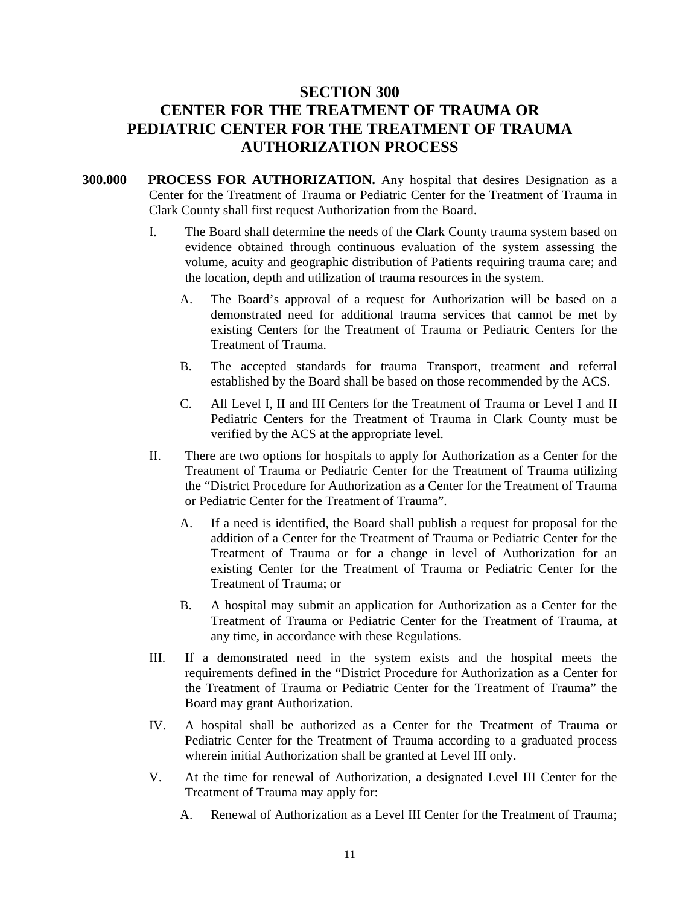# SECTION 300
# CENTER FOR THE TREATMENT OF TRAUMA OR PEDIATRIC CENTER FOR THE TREATMENT OF TRAUMA AUTHORIZATION PROCESS

**300.000 PROCESS FOR AUTHORIZATION.** Any hospital that desires Designation as a Center for the Treatment of Trauma or Pediatric Center for the Treatment of Trauma in Clark County shall first request Authorization from the Board.

I. The Board shall determine the needs of the Clark County trauma system based on evidence obtained through continuous evaluation of the system assessing the volume, acuity and geographic distribution of Patients requiring trauma care; and the location, depth and utilization of trauma resources in the system.

   A. The Board's approval of a request for Authorization will be based on a demonstrated need for additional trauma services that cannot be met by existing Centers for the Treatment of Trauma or Pediatric Centers for the Treatment of Trauma.

   B. The accepted standards for trauma Transport, treatment and referral established by the Board shall be based on those recommended by the ACS.

   C. All Level I, II and III Centers for the Treatment of Trauma or Level I and II Pediatric Centers for the Treatment of Trauma in Clark County must be verified by the ACS at the appropriate level.

II. There are two options for hospitals to apply for Authorization as a Center for the Treatment of Trauma or Pediatric Center for the Treatment of Trauma utilizing the "District Procedure for Authorization as a Center for the Treatment of Trauma or Pediatric Center for the Treatment of Trauma".

   A. If a need is identified, the Board shall publish a request for proposal for the addition of a Center for the Treatment of Trauma or Pediatric Center for the Treatment of Trauma or for a change in level of Authorization for an existing Center for the Treatment of Trauma or Pediatric Center for the Treatment of Trauma; or

   B. A hospital may submit an application for Authorization as a Center for the Treatment of Trauma or Pediatric Center for the Treatment of Trauma, at any time, in accordance with these Regulations.

III. If a demonstrated need in the system exists and the hospital meets the requirements defined in the "District Procedure for Authorization as a Center for the Treatment of Trauma or Pediatric Center for the Treatment of Trauma" the Board may grant Authorization.

IV. A hospital shall be authorized as a Center for the Treatment of Trauma or Pediatric Center for the Treatment of Trauma according to a graduated process wherein initial Authorization shall be granted at Level III only.

V. At the time for renewal of Authorization, a designated Level III Center for the Treatment of Trauma may apply for:

   A. Renewal of Authorization as a Level III Center for the Treatment of Trauma;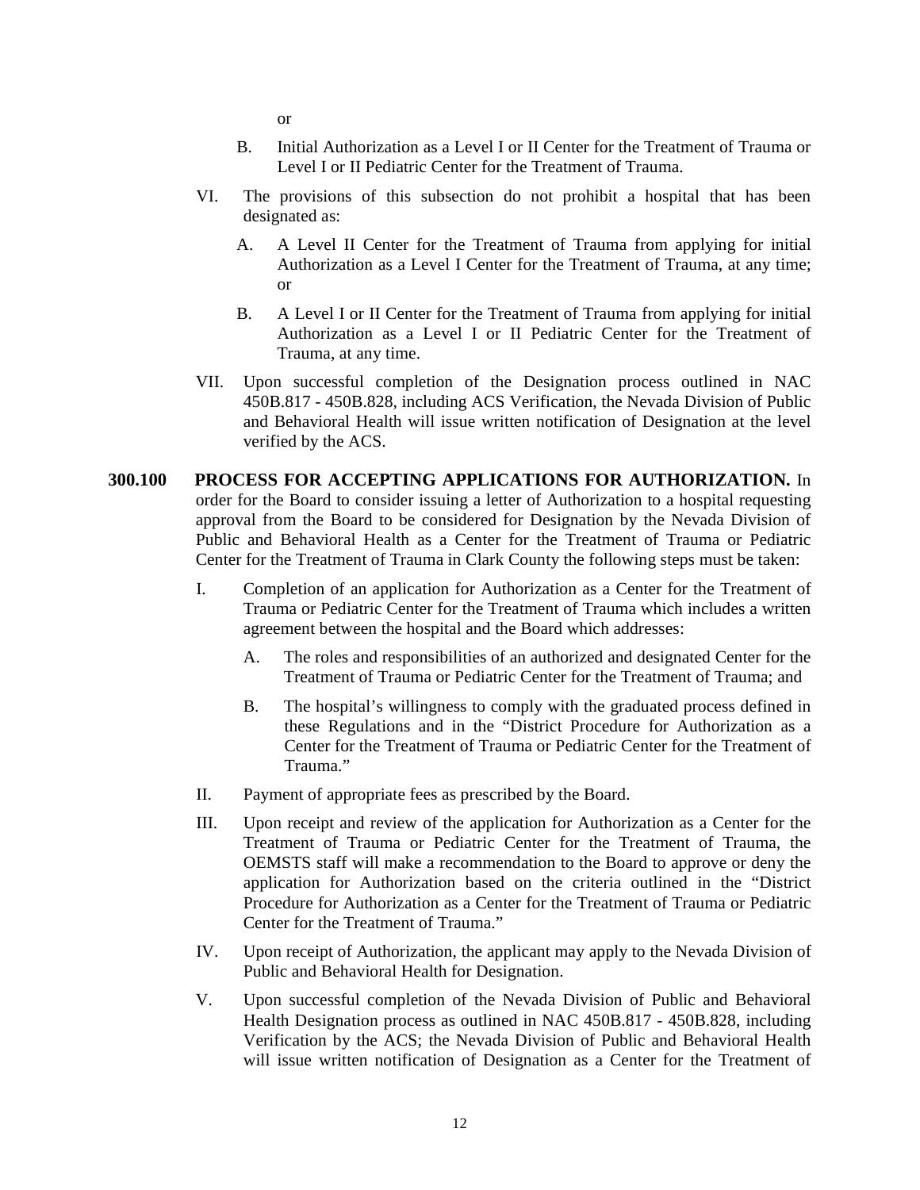or

B. Initial Authorization as a Level I or II Center for the Treatment of Trauma or Level I or II Pediatric Center for the Treatment of Trauma.

VI. The provisions of this subsection do not prohibit a hospital that has been designated as:

A. A Level II Center for the Treatment of Trauma from applying for initial Authorization as a Level I Center for the Treatment of Trauma, at any time; or

B. A Level I or II Center for the Treatment of Trauma from applying for initial Authorization as a Level I or II Pediatric Center for the Treatment of Trauma, at any time.

VII. Upon successful completion of the Designation process outlined in NAC 450B.817 - 450B.828, including ACS Verification, the Nevada Division of Public and Behavioral Health will issue written notification of Designation at the level verified by the ACS.

**300.100 PROCESS FOR ACCEPTING APPLICATIONS FOR AUTHORIZATION.** In order for the Board to consider issuing a letter of Authorization to a hospital requesting approval from the Board to be considered for Designation by the Nevada Division of Public and Behavioral Health as a Center for the Treatment of Trauma or Pediatric Center for the Treatment of Trauma in Clark County the following steps must be taken:

I. Completion of an application for Authorization as a Center for the Treatment of Trauma or Pediatric Center for the Treatment of Trauma which includes a written agreement between the hospital and the Board which addresses:

A. The roles and responsibilities of an authorized and designated Center for the Treatment of Trauma or Pediatric Center for the Treatment of Trauma; and

B. The hospital's willingness to comply with the graduated process defined in these Regulations and in the "District Procedure for Authorization as a Center for the Treatment of Trauma or Pediatric Center for the Treatment of Trauma."

II. Payment of appropriate fees as prescribed by the Board.

III. Upon receipt and review of the application for Authorization as a Center for the Treatment of Trauma or Pediatric Center for the Treatment of Trauma, the OEMSTS staff will make a recommendation to the Board to approve or deny the application for Authorization based on the criteria outlined in the "District Procedure for Authorization as a Center for the Treatment of Trauma or Pediatric Center for the Treatment of Trauma."

IV. Upon receipt of Authorization, the applicant may apply to the Nevada Division of Public and Behavioral Health for Designation.

V. Upon successful completion of the Nevada Division of Public and Behavioral Health Designation process as outlined in NAC 450B.817 - 450B.828, including Verification by the ACS; the Nevada Division of Public and Behavioral Health will issue written notification of Designation as a Center for the Treatment of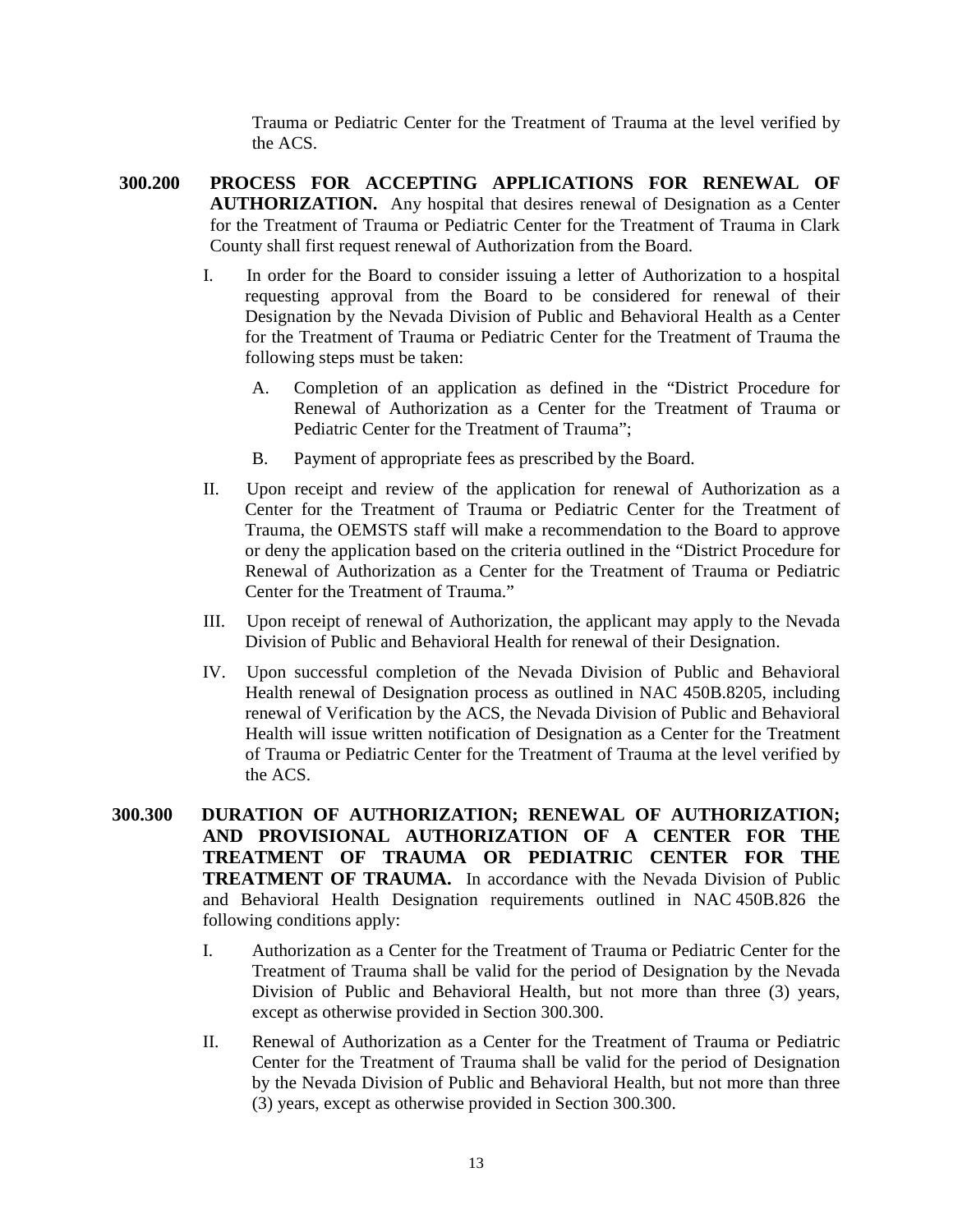Trauma or Pediatric Center for the Treatment of Trauma at the level verified by the ACS.

**300.200 PROCESS FOR ACCEPTING APPLICATIONS FOR RENEWAL OF AUTHORIZATION.** Any hospital that desires renewal of Designation as a Center for the Treatment of Trauma or Pediatric Center for the Treatment of Trauma in Clark County shall first request renewal of Authorization from the Board.

I. In order for the Board to consider issuing a letter of Authorization to a hospital requesting approval from the Board to be considered for renewal of their Designation by the Nevada Division of Public and Behavioral Health as a Center for the Treatment of Trauma or Pediatric Center for the Treatment of Trauma the following steps must be taken:

   A. Completion of an application as defined in the "District Procedure for Renewal of Authorization as a Center for the Treatment of Trauma or Pediatric Center for the Treatment of Trauma";

   B. Payment of appropriate fees as prescribed by the Board.

II. Upon receipt and review of the application for renewal of Authorization as a Center for the Treatment of Trauma or Pediatric Center for the Treatment of Trauma, the OEMSTS staff will make a recommendation to the Board to approve or deny the application based on the criteria outlined in the "District Procedure for Renewal of Authorization as a Center for the Treatment of Trauma or Pediatric Center for the Treatment of Trauma."

III. Upon receipt of renewal of Authorization, the applicant may apply to the Nevada Division of Public and Behavioral Health for renewal of their Designation.

IV. Upon successful completion of the Nevada Division of Public and Behavioral Health renewal of Designation process as outlined in NAC 450B.8205, including renewal of Verification by the ACS, the Nevada Division of Public and Behavioral Health will issue written notification of Designation as a Center for the Treatment of Trauma or Pediatric Center for the Treatment of Trauma at the level verified by the ACS.

**300.300 DURATION OF AUTHORIZATION; RENEWAL OF AUTHORIZATION; AND PROVISIONAL AUTHORIZATION OF A CENTER FOR THE TREATMENT OF TRAUMA OR PEDIATRIC CENTER FOR THE TREATMENT OF TRAUMA.** In accordance with the Nevada Division of Public and Behavioral Health Designation requirements outlined in NAC 450B.826 the following conditions apply:

I. Authorization as a Center for the Treatment of Trauma or Pediatric Center for the Treatment of Trauma shall be valid for the period of Designation by the Nevada Division of Public and Behavioral Health, but not more than three (3) years, except as otherwise provided in Section 300.300.

II. Renewal of Authorization as a Center for the Treatment of Trauma or Pediatric Center for the Treatment of Trauma shall be valid for the period of Designation by the Nevada Division of Public and Behavioral Health, but not more than three (3) years, except as otherwise provided in Section 300.300.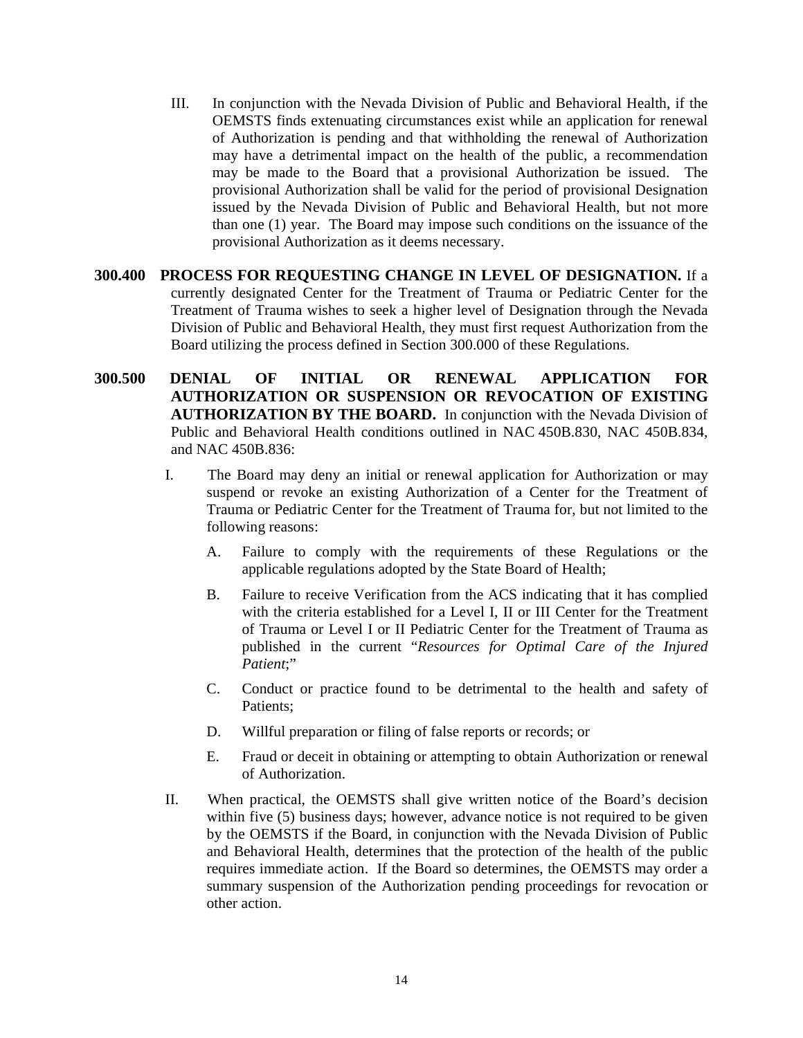III. In conjunction with the Nevada Division of Public and Behavioral Health, if the OEMSTS finds extenuating circumstances exist while an application for renewal of Authorization is pending and that withholding the renewal of Authorization may have a detrimental impact on the health of the public, a recommendation may be made to the Board that a provisional Authorization be issued. The provisional Authorization shall be valid for the period of provisional Designation issued by the Nevada Division of Public and Behavioral Health, but not more than one (1) year. The Board may impose such conditions on the issuance of the provisional Authorization as it deems necessary.

**300.400 PROCESS FOR REQUESTING CHANGE IN LEVEL OF DESIGNATION.** If a currently designated Center for the Treatment of Trauma or Pediatric Center for the Treatment of Trauma wishes to seek a higher level of Designation through the Nevada Division of Public and Behavioral Health, they must first request Authorization from the Board utilizing the process defined in Section 300.000 of these Regulations.

**300.500 DENIAL OF INITIAL OR RENEWAL APPLICATION FOR AUTHORIZATION OR SUSPENSION OR REVOCATION OF EXISTING AUTHORIZATION BY THE BOARD.** In conjunction with the Nevada Division of Public and Behavioral Health conditions outlined in NAC 450B.830, NAC 450B.834, and NAC 450B.836:

I. The Board may deny an initial or renewal application for Authorization or may suspend or revoke an existing Authorization of a Center for the Treatment of Trauma or Pediatric Center for the Treatment of Trauma for, but not limited to the following reasons:

   A. Failure to comply with the requirements of these Regulations or the applicable regulations adopted by the State Board of Health;

   B. Failure to receive Verification from the ACS indicating that it has complied with the criteria established for a Level I, II or III Center for the Treatment of Trauma or Level I or II Pediatric Center for the Treatment of Trauma as published in the current "*Resources for Optimal Care of the Injured Patient*;"

   C. Conduct or practice found to be detrimental to the health and safety of Patients;

   D. Willful preparation or filing of false reports or records; or

   E. Fraud or deceit in obtaining or attempting to obtain Authorization or renewal of Authorization.

II. When practical, the OEMSTS shall give written notice of the Board's decision within five (5) business days; however, advance notice is not required to be given by the OEMSTS if the Board, in conjunction with the Nevada Division of Public and Behavioral Health, determines that the protection of the health of the public requires immediate action. If the Board so determines, the OEMSTS may order a summary suspension of the Authorization pending proceedings for revocation or other action.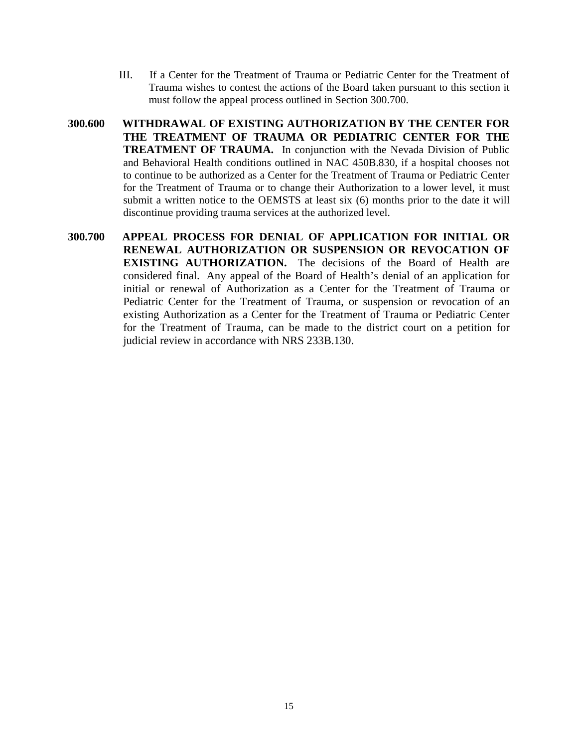III. If a Center for the Treatment of Trauma or Pediatric Center for the Treatment of Trauma wishes to contest the actions of the Board taken pursuant to this section it must follow the appeal process outlined in Section 300.700.

**300.600 WITHDRAWAL OF EXISTING AUTHORIZATION BY THE CENTER FOR THE TREATMENT OF TRAUMA OR PEDIATRIC CENTER FOR THE TREATMENT OF TRAUMA.** In conjunction with the Nevada Division of Public and Behavioral Health conditions outlined in NAC 450B.830, if a hospital chooses not to continue to be authorized as a Center for the Treatment of Trauma or Pediatric Center for the Treatment of Trauma or to change their Authorization to a lower level, it must submit a written notice to the OEMSTS at least six (6) months prior to the date it will discontinue providing trauma services at the authorized level.

**300.700 APPEAL PROCESS FOR DENIAL OF APPLICATION FOR INITIAL OR RENEWAL AUTHORIZATION OR SUSPENSION OR REVOCATION OF EXISTING AUTHORIZATION.** The decisions of the Board of Health are considered final. Any appeal of the Board of Health's denial of an application for initial or renewal of Authorization as a Center for the Treatment of Trauma or Pediatric Center for the Treatment of Trauma, or suspension or revocation of an existing Authorization as a Center for the Treatment of Trauma or Pediatric Center for the Treatment of Trauma, can be made to the district court on a petition for judicial review in accordance with NRS 233B.130.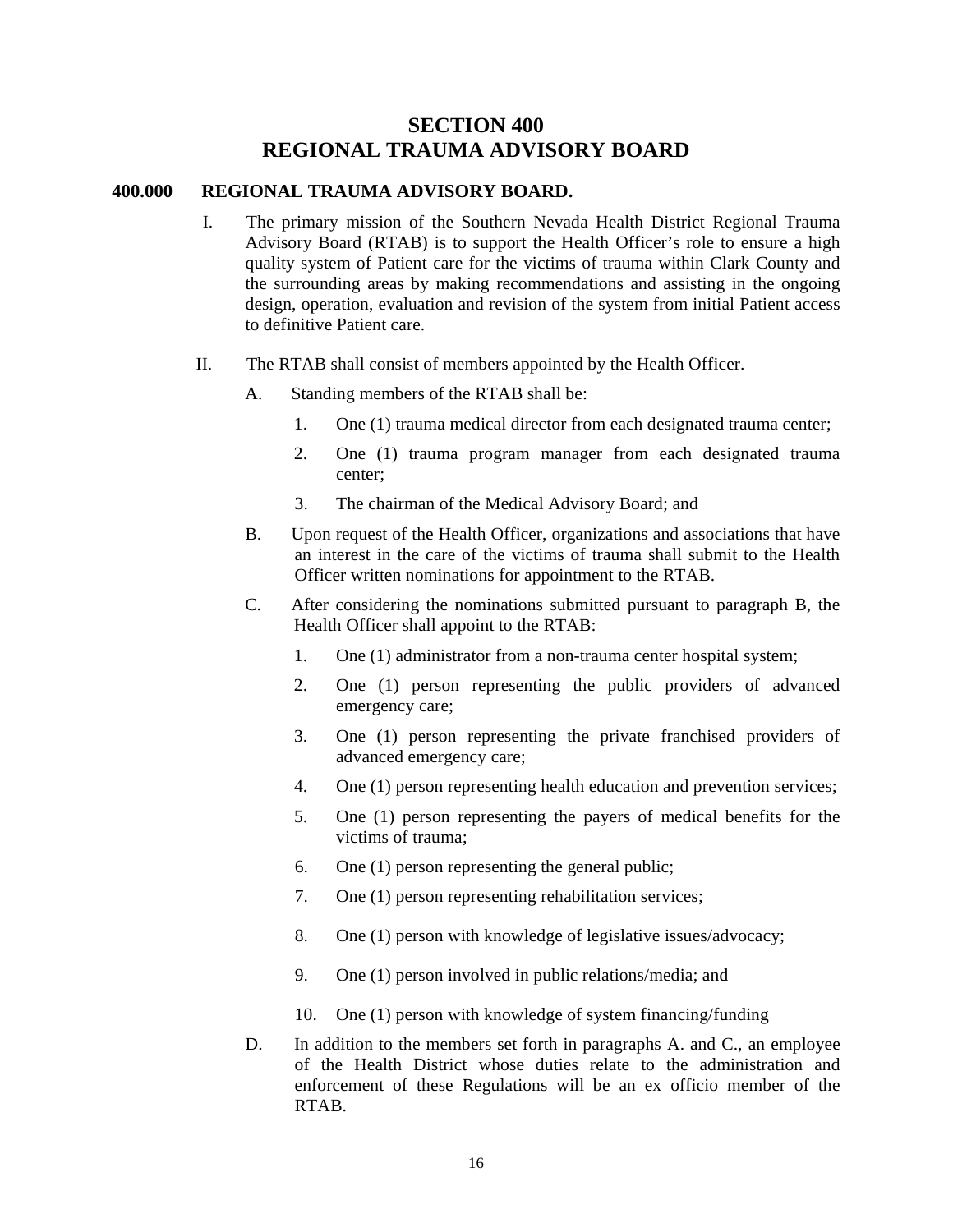# SECTION 400
# REGIONAL TRAUMA ADVISORY BOARD

## 400.000 REGIONAL TRAUMA ADVISORY BOARD.

I. The primary mission of the Southern Nevada Health District Regional Trauma Advisory Board (RTAB) is to support the Health Officer's role to ensure a high quality system of Patient care for the victims of trauma within Clark County and the surrounding areas by making recommendations and assisting in the ongoing design, operation, evaluation and revision of the system from initial Patient access to definitive Patient care.

II. The RTAB shall consist of members appointed by the Health Officer.

A. Standing members of the RTAB shall be:

1. One (1) trauma medical director from each designated trauma center;
2. One (1) trauma program manager from each designated trauma center;
3. The chairman of the Medical Advisory Board; and

B. Upon request of the Health Officer, organizations and associations that have an interest in the care of the victims of trauma shall submit to the Health Officer written nominations for appointment to the RTAB.

C. After considering the nominations submitted pursuant to paragraph B, the Health Officer shall appoint to the RTAB:

1. One (1) administrator from a non-trauma center hospital system;
2. One (1) person representing the public providers of advanced emergency care;
3. One (1) person representing the private franchised providers of advanced emergency care;
4. One (1) person representing health education and prevention services;
5. One (1) person representing the payers of medical benefits for the victims of trauma;
6. One (1) person representing the general public;
7. One (1) person representing rehabilitation services;
8. One (1) person with knowledge of legislative issues/advocacy;
9. One (1) person involved in public relations/media; and
10. One (1) person with knowledge of system financing/funding

D. In addition to the members set forth in paragraphs A. and C., an employee of the Health District whose duties relate to the administration and enforcement of these Regulations will be an ex officio member of the RTAB.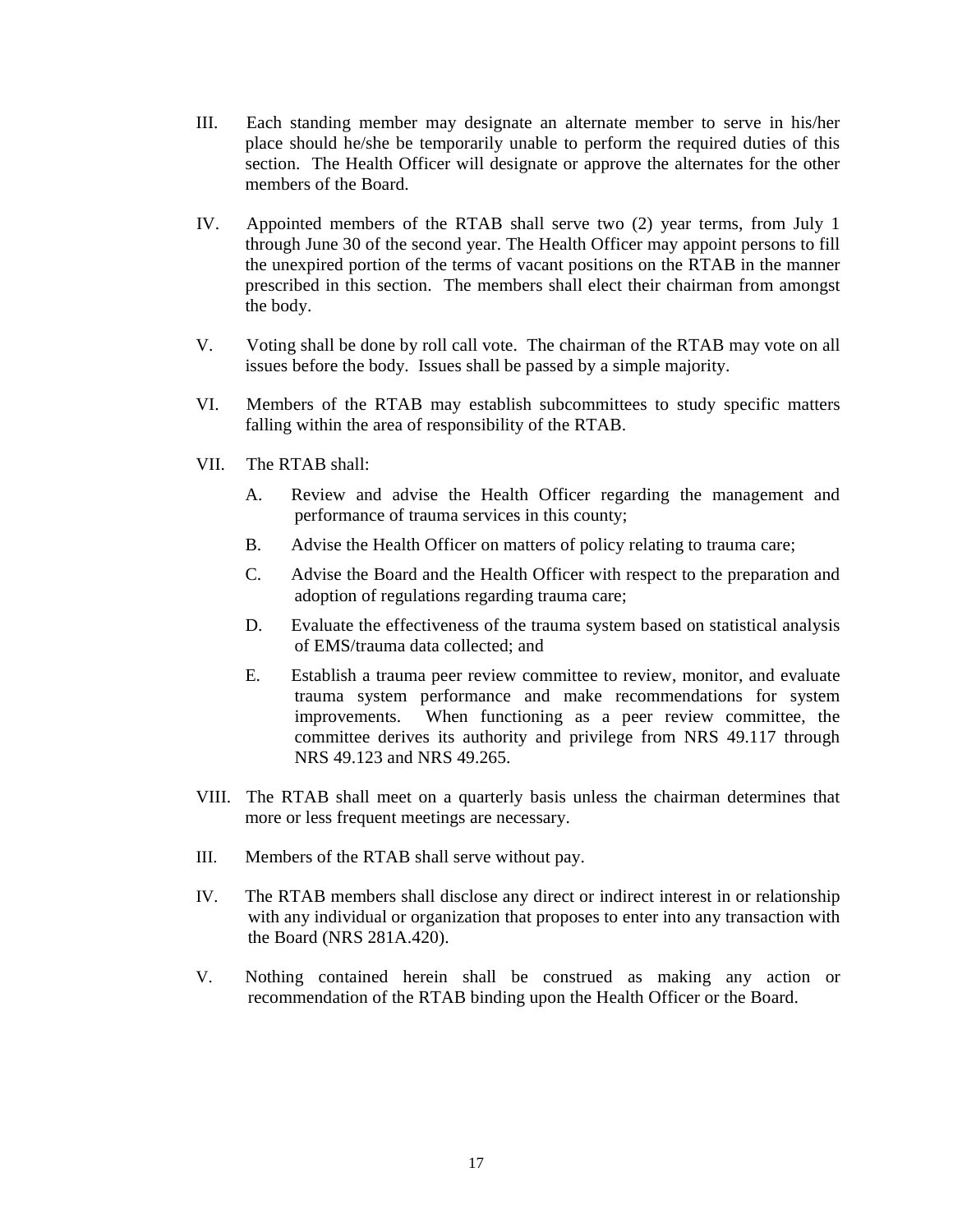III. Each standing member may designate an alternate member to serve in his/her place should he/she be temporarily unable to perform the required duties of this section. The Health Officer will designate or approve the alternates for the other members of the Board.

IV. Appointed members of the RTAB shall serve two (2) year terms, from July 1 through June 30 of the second year. The Health Officer may appoint persons to fill the unexpired portion of the terms of vacant positions on the RTAB in the manner prescribed in this section. The members shall elect their chairman from amongst the body.

V. Voting shall be done by roll call vote. The chairman of the RTAB may vote on all issues before the body. Issues shall be passed by a simple majority.

VI. Members of the RTAB may establish subcommittees to study specific matters falling within the area of responsibility of the RTAB.

VII. The RTAB shall:

   A. Review and advise the Health Officer regarding the management and performance of trauma services in this county;

   B. Advise the Health Officer on matters of policy relating to trauma care;

   C. Advise the Board and the Health Officer with respect to the preparation and adoption of regulations regarding trauma care;

   D. Evaluate the effectiveness of the trauma system based on statistical analysis of EMS/trauma data collected; and

   E. Establish a trauma peer review committee to review, monitor, and evaluate trauma system performance and make recommendations for system improvements. When functioning as a peer review committee, the committee derives its authority and privilege from NRS 49.117 through NRS 49.123 and NRS 49.265.

VIII. The RTAB shall meet on a quarterly basis unless the chairman determines that more or less frequent meetings are necessary.

III. Members of the RTAB shall serve without pay.

IV. The RTAB members shall disclose any direct or indirect interest in or relationship with any individual or organization that proposes to enter into any transaction with the Board (NRS 281A.420).

V. Nothing contained herein shall be construed as making any action or recommendation of the RTAB binding upon the Health Officer or the Board.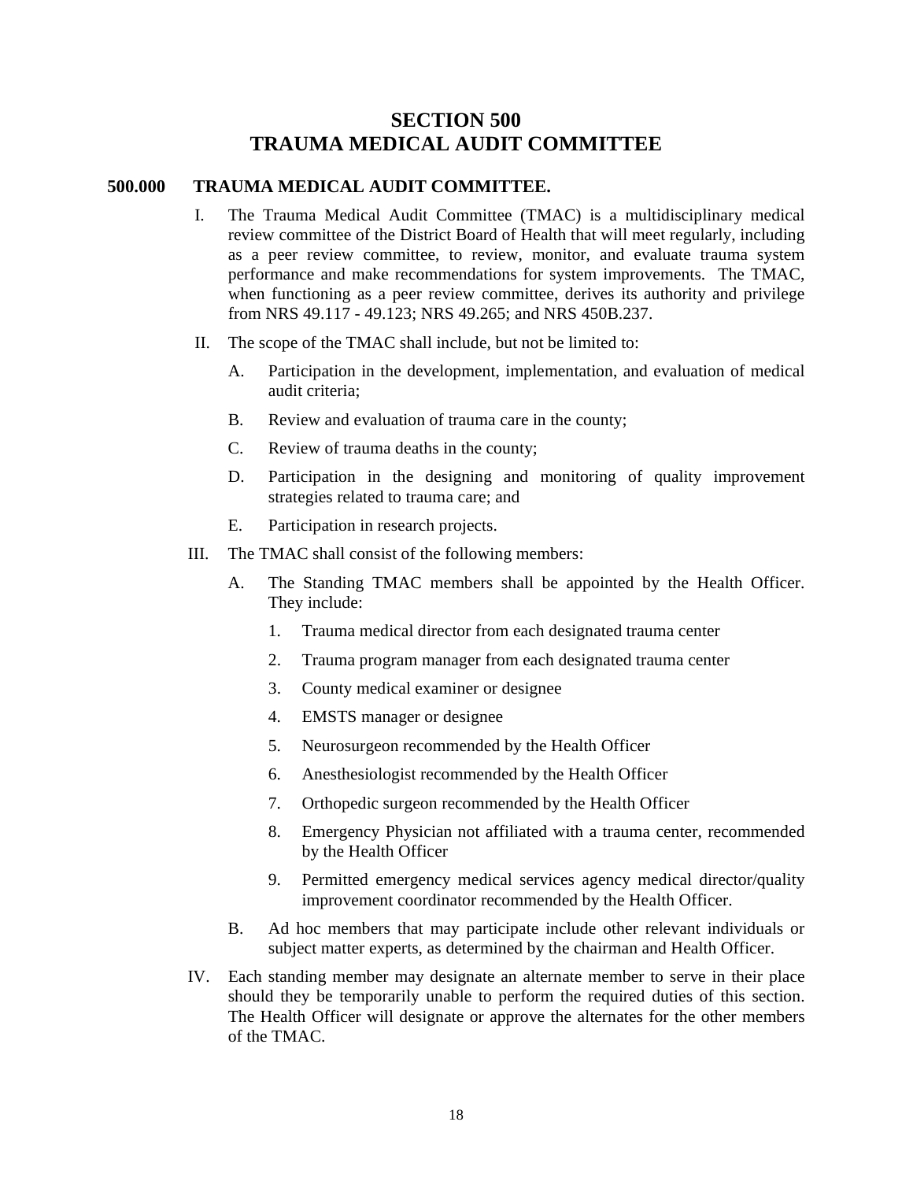# SECTION 500
# TRAUMA MEDICAL AUDIT COMMITTEE

## 500.000 TRAUMA MEDICAL AUDIT COMMITTEE.

I. The Trauma Medical Audit Committee (TMAC) is a multidisciplinary medical review committee of the District Board of Health that will meet regularly, including as a peer review committee, to review, monitor, and evaluate trauma system performance and make recommendations for system improvements. The TMAC, when functioning as a peer review committee, derives its authority and privilege from NRS 49.117 - 49.123; NRS 49.265; and NRS 450B.237.

II. The scope of the TMAC shall include, but not be limited to:

   A. Participation in the development, implementation, and evaluation of medical audit criteria;

   B. Review and evaluation of trauma care in the county;

   C. Review of trauma deaths in the county;

   D. Participation in the designing and monitoring of quality improvement strategies related to trauma care; and

   E. Participation in research projects.

III. The TMAC shall consist of the following members:

   A. The Standing TMAC members shall be appointed by the Health Officer. They include:

      1. Trauma medical director from each designated trauma center

      2. Trauma program manager from each designated trauma center

      3. County medical examiner or designee

      4. EMSTS manager or designee

      5. Neurosurgeon recommended by the Health Officer

      6. Anesthesiologist recommended by the Health Officer

      7. Orthopedic surgeon recommended by the Health Officer

      8. Emergency Physician not affiliated with a trauma center, recommended by the Health Officer

      9. Permitted emergency medical services agency medical director/quality improvement coordinator recommended by the Health Officer.

   B. Ad hoc members that may participate include other relevant individuals or subject matter experts, as determined by the chairman and Health Officer.

IV. Each standing member may designate an alternate member to serve in their place should they be temporarily unable to perform the required duties of this section. The Health Officer will designate or approve the alternates for the other members of the TMAC.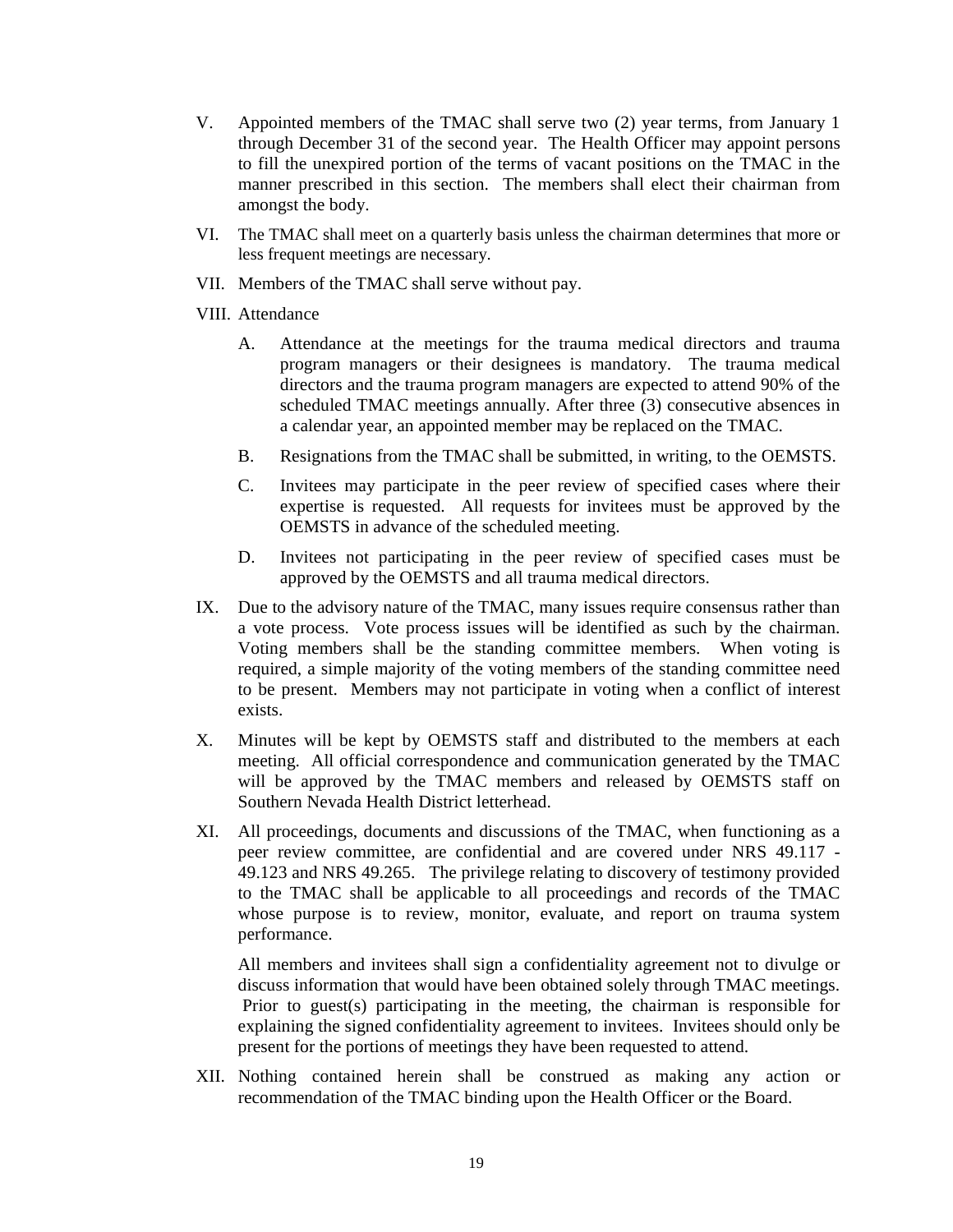V. Appointed members of the TMAC shall serve two (2) year terms, from January 1 through December 31 of the second year. The Health Officer may appoint persons to fill the unexpired portion of the terms of vacant positions on the TMAC in the manner prescribed in this section. The members shall elect their chairman from amongst the body.

VI. The TMAC shall meet on a quarterly basis unless the chairman determines that more or less frequent meetings are necessary.

VII. Members of the TMAC shall serve without pay.

VIII. Attendance

   A. Attendance at the meetings for the trauma medical directors and trauma program managers or their designees is mandatory. The trauma medical directors and the trauma program managers are expected to attend 90% of the scheduled TMAC meetings annually. After three (3) consecutive absences in a calendar year, an appointed member may be replaced on the TMAC.

   B. Resignations from the TMAC shall be submitted, in writing, to the OEMSTS.

   C. Invitees may participate in the peer review of specified cases where their expertise is requested. All requests for invitees must be approved by the OEMSTS in advance of the scheduled meeting.

   D. Invitees not participating in the peer review of specified cases must be approved by the OEMSTS and all trauma medical directors.

IX. Due to the advisory nature of the TMAC, many issues require consensus rather than a vote process. Vote process issues will be identified as such by the chairman. Voting members shall be the standing committee members. When voting is required, a simple majority of the voting members of the standing committee need to be present. Members may not participate in voting when a conflict of interest exists.

X. Minutes will be kept by OEMSTS staff and distributed to the members at each meeting. All official correspondence and communication generated by the TMAC will be approved by the TMAC members and released by OEMSTS staff on Southern Nevada Health District letterhead.

XI. All proceedings, documents and discussions of the TMAC, when functioning as a peer review committee, are confidential and are covered under NRS 49.117 - 49.123 and NRS 49.265. The privilege relating to discovery of testimony provided to the TMAC shall be applicable to all proceedings and records of the TMAC whose purpose is to review, monitor, evaluate, and report on trauma system performance.

   All members and invitees shall sign a confidentiality agreement not to divulge or discuss information that would have been obtained solely through TMAC meetings. Prior to guest(s) participating in the meeting, the chairman is responsible for explaining the signed confidentiality agreement to invitees. Invitees should only be present for the portions of meetings they have been requested to attend.

XII. Nothing contained herein shall be construed as making any action or recommendation of the TMAC binding upon the Health Officer or the Board.